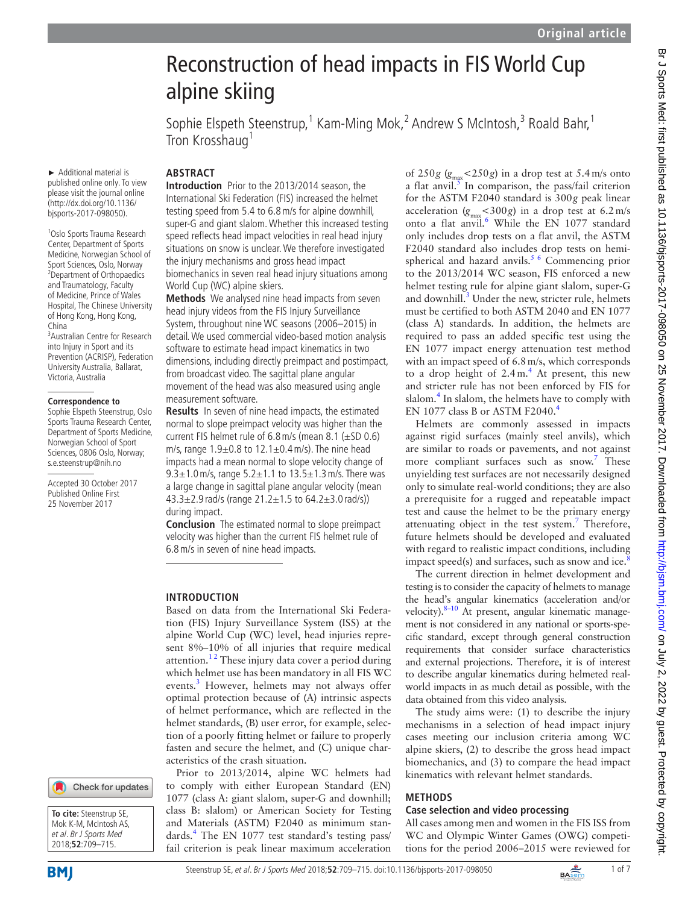Original article

# Reconstruction of head impacts in FIS World Cup alpine skiing

Sophie Elspeth Steenstrup,[1] Kam-Ming Mok,[2] Andrew S McIntosh,[3] Roald Bahr,[1] Tron Krosshaug[1]

► Additional material is published online only. To view please visit the journal online (http://dx.doi.org/10.1136/bjsports-2017-098050).

[1]Oslo Sports Trauma Research Center, Department of Sports Medicine, Norwegian School of Sport Sciences, Oslo, Norway
[2]Department of Orthopaedics and Traumatology, Faculty of Medicine, Prince of Wales Hospital, The Chinese University of Hong Kong, Hong Kong, China
[3]Australian Centre for Research into Injury in Sport and its Prevention (ACRISP), Federation University Australia, Ballarat, Victoria, Australia

**Correspondence to**
Sophie Elspeth Steenstrup, Oslo Sports Trauma Research Center, Department of Sports Medicine, Norwegian School of Sport Sciences, 0806 Oslo, Norway; s.e.steenstrup@nih.no

Accepted 30 October 2017
Published Online First 25 November 2017

**To cite:** Steenstrup SE, Mok K-M, McIntosh AS, *et al. Br J Sports Med* 2018;**52**:709–715.

## ABSTRACT

**Introduction** Prior to the 2013/2014 season, the International Ski Federation (FIS) increased the helmet testing speed from 5.4 to 6.8 m/s for alpine downhill, super-G and giant slalom. Whether this increased testing speed reflects head impact velocities in real head injury situations on snow is unclear. We therefore investigated the injury mechanisms and gross head impact biomechanics in seven real head injury situations among World Cup (WC) alpine skiers.

**Methods** We analysed nine head impacts from seven head injury videos from the FIS Injury Surveillance System, throughout nine WC seasons (2006–2015) in detail. We used commercial video-based motion analysis software to estimate head impact kinematics in two dimensions, including directly preimpact and postimpact, from broadcast video. The sagittal plane angular movement of the head was also measured using angle measurement software.

**Results** In seven of nine head impacts, the estimated normal to slope preimpact velocity was higher than the current FIS helmet rule of 6.8 m/s (mean 8.1 (±SD 0.6) m/s, range 1.9±0.8 to 12.1±0.4 m/s). The nine head impacts had a mean normal to slope velocity change of 9.3±1.0 m/s, range 5.2±1.1 to 13.5±1.3 m/s. There was a large change in sagittal plane angular velocity (mean 43.3±2.9 rad/s (range 21.2±1.5 to 64.2±3.0 rad/s)) during impact.

**Conclusion** The estimated normal to slope preimpact velocity was higher than the current FIS helmet rule of 6.8 m/s in seven of nine head impacts.

## INTRODUCTION

Based on data from the International Ski Federation (FIS) Injury Surveillance System (ISS) at the alpine World Cup (WC) level, head injuries represent 8%–10% of all injuries that require medical attention.[1 2] These injury data cover a period during which helmet use has been mandatory in all FIS WC events.[3] However, helmets may not always offer optimal protection because of (A) intrinsic aspects of helmet performance, which are reflected in the helmet standards, (B) user error, for example, selection of a poorly fitting helmet or failure to properly fasten and secure the helmet, and (C) unique characteristics of the crash situation.

Prior to 2013/2014, alpine WC helmets had to comply with either European Standard (EN) 1077 (class A: giant slalom, super-G and downhill; class B: slalom) or American Society for Testing and Materials (ASTM) F2040 as minimum standards.[4] The EN 1077 test standard's testing pass/fail criterion is peak linear maximum acceleration of 250*g* ($g_{max}$<250*g*) in a drop test at 5.4 m/s onto a flat anvil.[5] In comparison, the pass/fail criterion for the ASTM F2040 standard is 300*g* peak linear acceleration ($g_{max}$<300*g*) in a drop test at 6.2 m/s onto a flat anvil.[6] While the EN 1077 standard only includes drop tests on a flat anvil, the ASTM F2040 standard also includes drop tests on hemispherical and hazard anvils.[5 6] Commencing prior to the 2013/2014 WC season, FIS enforced a new helmet testing rule for alpine giant slalom, super-G and downhill.[3] Under the new, stricter rule, helmets must be certified to both ASTM 2040 and EN 1077 (class A) standards. In addition, the helmets are required to pass an added specific test using the EN 1077 impact energy attenuation test method with an impact speed of 6.8 m/s, which corresponds to a drop height of 2.4 m.[4] At present, this new and stricter rule has not been enforced by FIS for slalom.[4] In slalom, the helmets have to comply with EN 1077 class B or ASTM F2040.[4]

Helmets are commonly assessed in impacts against rigid surfaces (mainly steel anvils), which are similar to roads or pavements, and not against more compliant surfaces such as snow.[7] These unyielding test surfaces are not necessarily designed only to simulate real-world conditions; they are also a prerequisite for a rugged and repeatable impact test and cause the helmet to be the primary energy attenuating object in the test system.[7] Therefore, future helmets should be developed and evaluated with regard to realistic impact conditions, including impact speed(s) and surfaces, such as snow and ice.[8]

The current direction in helmet development and testing is to consider the capacity of helmets to manage the head's angular kinematics (acceleration and/or velocity).[8–10] At present, angular kinematic management is not considered in any national or sports-specific standard, except through general construction requirements that consider surface characteristics and external projections. Therefore, it is of interest to describe angular kinematics during helmeted real-world impacts in as much detail as possible, with the data obtained from this video analysis.

The study aims were: (1) to describe the injury mechanisms in a selection of head impact injury cases meeting our inclusion criteria among WC alpine skiers, (2) to describe the gross head impact biomechanics, and (3) to compare the head impact kinematics with relevant helmet standards.

## METHODS

### Case selection and video processing

All cases among men and women in the FIS ISS from WC and Olympic Winter Games (OWG) competitions for the period 2006–2015 were reviewed for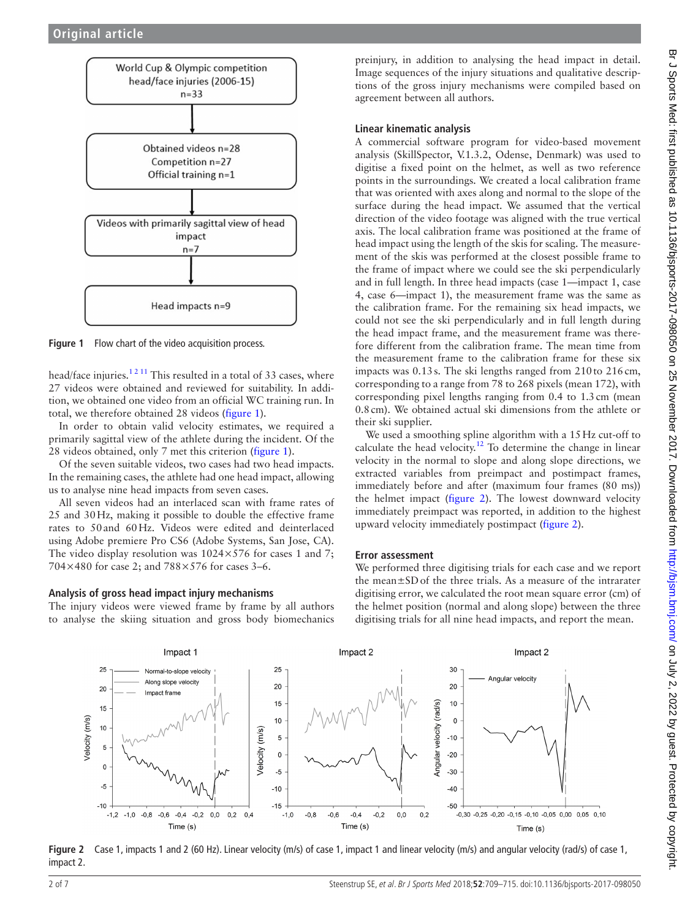World Cup & Olympic competition head/face injuries (2006-15) n=33

Obtained videos n=28
Competition n=27
Official training n=1

Videos with primarily sagittal view of head impact n=7

Head impacts n=9

**Figure 1** Flow chart of the video acquisition process.

head/face injuries.[1 2 11] This resulted in a total of 33 cases, where 27 videos were obtained and reviewed for suitability. In addition, we obtained one video from an official WC training run. In total, we therefore obtained 28 videos (figure 1).

In order to obtain valid velocity estimates, we required a primarily sagittal view of the athlete during the incident. Of the 28 videos obtained, only 7 met this criterion (figure 1).

Of the seven suitable videos, two cases had two head impacts. In the remaining cases, the athlete had one head impact, allowing us to analyse nine head impacts from seven cases.

All seven videos had an interlaced scan with frame rates of 25 and 30 Hz, making it possible to double the effective frame rates to 50 and 60 Hz. Videos were edited and deinterlaced using Adobe premiere Pro CS6 (Adobe Systems, San Jose, CA). The video display resolution was 1024×576 for cases 1 and 7; 704×480 for case 2; and 788×576 for cases 3–6.

### Analysis of gross head impact injury mechanisms

The injury videos were viewed frame by frame by all authors to analyse the skiing situation and gross body biomechanics preinjury, in addition to analysing the head impact in detail. Image sequences of the injury situations and qualitative descriptions of the gross injury mechanisms were compiled based on agreement between all authors.

### Linear kinematic analysis

A commercial software program for video-based movement analysis (SkillSpector, V.1.3.2, Odense, Denmark) was used to digitise a fixed point on the helmet, as well as two reference points in the surroundings. We created a local calibration frame that was oriented with axes along and normal to the slope of the surface during the head impact. We assumed that the vertical direction of the video footage was aligned with the true vertical axis. The local calibration frame was positioned at the frame of head impact using the length of the skis for scaling. The measurement of the skis was performed at the closest possible frame to the frame of impact where we could see the ski perpendicularly and in full length. In three head impacts (case 1—impact 1, case 4, case 6—impact 1), the measurement frame was the same as the calibration frame. For the remaining six head impacts, we could not see the ski perpendicularly and in full length during the head impact frame, and the measurement frame was therefore different from the calibration frame. The mean time from the measurement frame to the calibration frame for these six impacts was 0.13 s. The ski lengths ranged from 210 to 216 cm, corresponding to a range from 78 to 268 pixels (mean 172), with corresponding pixel lengths ranging from 0.4 to 1.3 cm (mean 0.8 cm). We obtained actual ski dimensions from the athlete or their ski supplier.

We used a smoothing spline algorithm with a 15 Hz cut-off to calculate the head velocity.[12] To determine the change in linear velocity in the normal to slope and along slope directions, we extracted variables from preimpact and postimpact frames, immediately before and after (maximum four frames (80 ms)) the helmet impact (figure 2). The lowest downward velocity immediately preimpact was reported, in addition to the highest upward velocity immediately postimpact (figure 2).

### Error assessment

We performed three digitising trials for each case and we report the mean±SD of the three trials. As a measure of the intrarater digitising error, we calculated the root mean square error (cm) of the helmet position (normal and along slope) between the three digitising trials for all nine head impacts, and report the mean.

**Figure 2** Case 1, impacts 1 and 2 (60 Hz). Linear velocity (m/s) of case 1, impact 1 and linear velocity (m/s) and angular velocity (rad/s) of case 1, impact 2.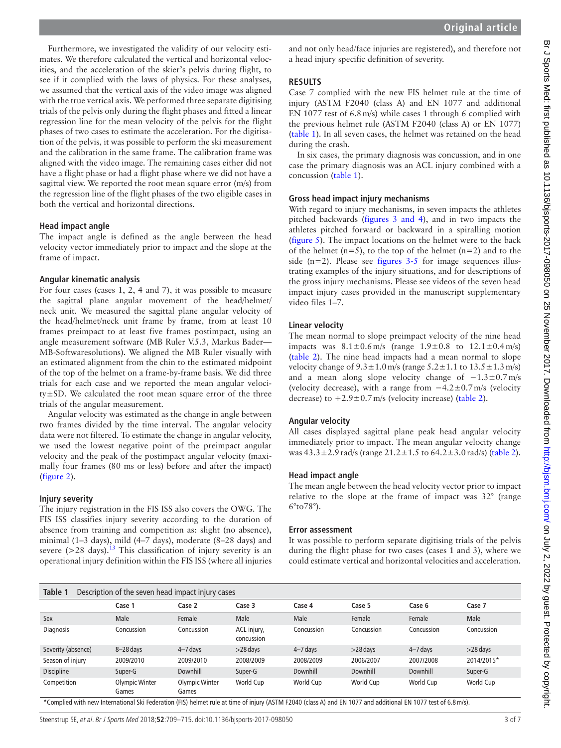Furthermore, we investigated the validity of our velocity estimates. We therefore calculated the vertical and horizontal velocities, and the acceleration of the skier's pelvis during flight, to see if it complied with the laws of physics. For these analyses, we assumed that the vertical axis of the video image was aligned with the true vertical axis. We performed three separate digitising trials of the pelvis only during the flight phases and fitted a linear regression line for the mean velocity of the pelvis for the flight phases of two cases to estimate the acceleration. For the digitisation of the pelvis, it was possible to perform the ski measurement and the calibration in the same frame. The calibration frame was aligned with the video image. The remaining cases either did not have a flight phase or had a flight phase where we did not have a sagittal view. We reported the root mean square error (m/s) from the regression line of the flight phases of the two eligible cases in both the vertical and horizontal directions.

### Head impact angle

The impact angle is defined as the angle between the head velocity vector immediately prior to impact and the slope at the frame of impact.

### Angular kinematic analysis

For four cases (cases 1, 2, 4 and 7), it was possible to measure the sagittal plane angular movement of the head/helmet/neck unit. We measured the sagittal plane angular velocity of the head/helmet/neck unit frame by frame, from at least 10 frames preimpact to at least five frames postimpact, using an angle measurement software (MB Ruler V.5.3, Markus Bader—MB-Softwaresolutions). We aligned the MB Ruler visually with an estimated alignment from the chin to the estimated midpoint of the top of the helmet on a frame-by-frame basis. We did three trials for each case and we reported the mean angular velocity±SD. We calculated the root mean square error of the three trials of the angular measurement.

Angular velocity was estimated as the change in angle between two frames divided by the time interval. The angular velocity data were not filtered. To estimate the change in angular velocity, we used the lowest negative point of the preimpact angular velocity and the peak of the postimpact angular velocity (maximally four frames (80 ms or less) before and after the impact) (figure 2).

### Injury severity

The injury registration in the FIS ISS also covers the OWG. The FIS ISS classifies injury severity according to the duration of absence from training and competition as: slight (no absence), minimal (1–3 days), mild (4–7 days), moderate (8–28 days) and severe (>28 days).[13] This classification of injury severity is an operational injury definition within the FIS ISS (where all injuries and not only head/face injuries are registered), and therefore not a head injury specific definition of severity.

## RESULTS

Case 7 complied with the new FIS helmet rule at the time of injury (ASTM F2040 (class A) and EN 1077 and additional EN 1077 test of 6.8 m/s) while cases 1 through 6 complied with the previous helmet rule (ASTM F2040 (class A) or EN 1077) (table 1). In all seven cases, the helmet was retained on the head during the crash.

In six cases, the primary diagnosis was concussion, and in one case the primary diagnosis was an ACL injury combined with a concussion (table 1).

### Gross head impact injury mechanisms

With regard to injury mechanisms, in seven impacts the athletes pitched backwards (figures 3 and 4), and in two impacts the athletes pitched forward or backward in a spiralling motion (figure 5). The impact locations on the helmet were to the back of the helmet (n=5), to the top of the helmet (n=2) and to the side (n=2). Please see figures 3-5 for image sequences illustrating examples of the injury situations, and for descriptions of the gross injury mechanisms. Please see videos of the seven head impact injury cases provided in the manuscript supplementary video files 1–7.

### Linear velocity

The mean normal to slope preimpact velocity of the nine head impacts was 8.1±0.6 m/s (range 1.9±0.8 to 12.1±0.4 m/s) (table 2). The nine head impacts had a mean normal to slope velocity change of 9.3±1.0 m/s (range 5.2±1.1 to 13.5±1.3 m/s) and a mean along slope velocity change of −1.3±0.7 m/s (velocity decrease), with a range from −4.2±0.7 m/s (velocity decrease) to +2.9±0.7 m/s (velocity increase) (table 2).

### Angular velocity

All cases displayed sagittal plane peak head angular velocity immediately prior to impact. The mean angular velocity change was 43.3±2.9 rad/s (range 21.2±1.5 to 64.2±3.0 rad/s) (table 2).

### Head impact angle

The mean angle between the head velocity vector prior to impact relative to the slope at the frame of impact was 32° (range 6°to78°).

### Error assessment

It was possible to perform separate digitising trials of the pelvis during the flight phase for two cases (cases 1 and 3), where we could estimate vertical and horizontal velocities and acceleration.

**Table 1** Description of the seven head impact injury cases

| | Case 1 | Case 2 | Case 3 | Case 4 | Case 5 | Case 6 | Case 7 |
|---|---|---|---|---|---|---|---|
| Sex | Male | Female | Male | Male | Female | Female | Male |
| Diagnosis | Concussion | Concussion | ACL injury, concussion | Concussion | Concussion | Concussion | Concussion |
| Severity (absence) | 8–28 days | 4–7 days | >28 days | 4–7 days | >28 days | 4–7 days | >28 days |
| Season of injury | 2009/2010 | 2009/2010 | 2008/2009 | 2008/2009 | 2006/2007 | 2007/2008 | 2014/2015* |
| Discipline | Super-G | Downhill | Super-G | Downhill | Downhill | Downhill | Super-G |
| Competition | Olympic Winter Games | Olympic Winter Games | World Cup | World Cup | World Cup | World Cup | World Cup |

*Complied with new International Ski Federation (FIS) helmet rule at time of injury (ASTM F2040 (class A) and EN 1077 and additional EN 1077 test of 6.8 m/s).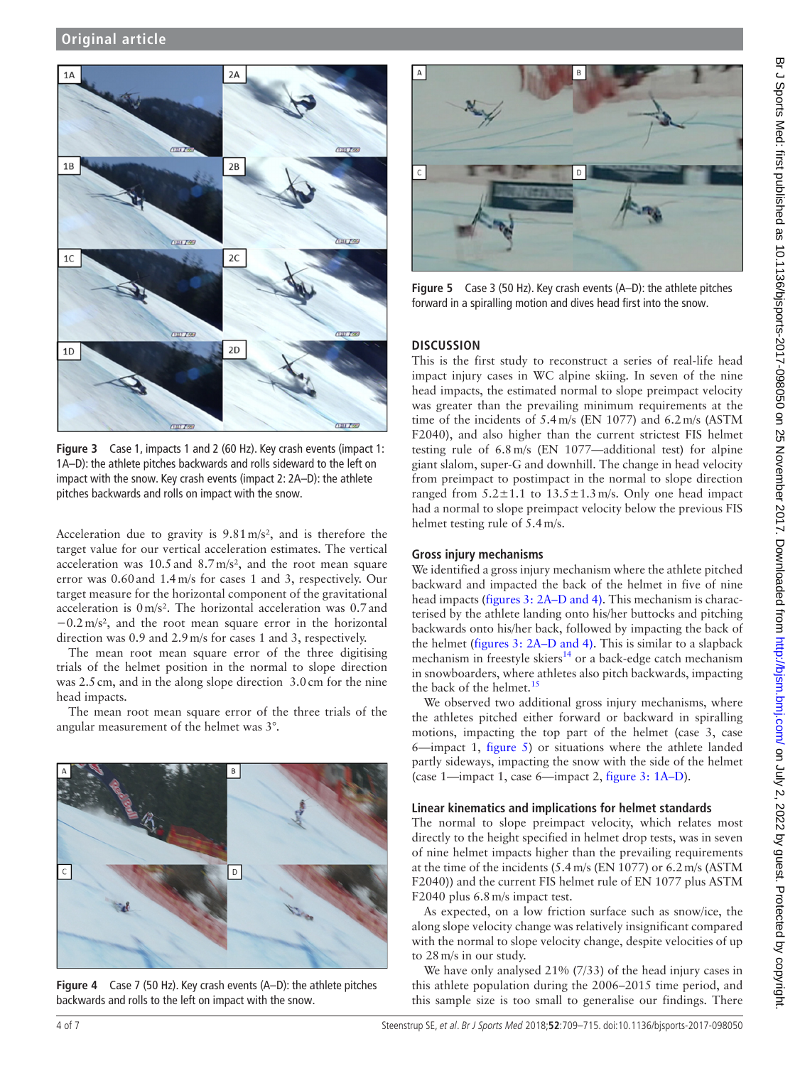Figure 3 Case 1, impacts 1 and 2 (60 Hz). Key crash events (impact 1: 1A–D): the athlete pitches backwards and rolls sideward to the left on impact with the snow. Key crash events (impact 2: 2A–D): the athlete pitches backwards and rolls on impact with the snow.

Acceleration due to gravity is 9.81 m/s², and is therefore the target value for our vertical acceleration estimates. The vertical acceleration was 10.5 and 8.7 m/s², and the root mean square error was 0.60 and 1.4 m/s for cases 1 and 3, respectively. Our target measure for the horizontal component of the gravitational acceleration is 0 m/s². The horizontal acceleration was 0.7 and −0.2 m/s², and the root mean square error in the horizontal direction was 0.9 and 2.9 m/s for cases 1 and 3, respectively.

The mean root mean square error of the three digitising trials of the helmet position in the normal to slope direction was 2.5 cm, and in the along slope direction 3.0 cm for the nine head impacts.

The mean root mean square error of the three trials of the angular measurement of the helmet was 3°.

Figure 4 Case 7 (50 Hz). Key crash events (A–D): the athlete pitches backwards and rolls to the left on impact with the snow.

Figure 5 Case 3 (50 Hz). Key crash events (A–D): the athlete pitches forward in a spiralling motion and dives head first into the snow.

## DISCUSSION

This is the first study to reconstruct a series of real-life head impact injury cases in WC alpine skiing. In seven of the nine head impacts, the estimated normal to slope preimpact velocity was greater than the prevailing minimum requirements at the time of the incidents of 5.4 m/s (EN 1077) and 6.2 m/s (ASTM F2040), and also higher than the current strictest FIS helmet testing rule of 6.8 m/s (EN 1077—additional test) for alpine giant slalom, super-G and downhill. The change in head velocity from preimpact to postimpact in the normal to slope direction ranged from 5.2±1.1 to 13.5±1.3 m/s. Only one head impact had a normal to slope preimpact velocity below the previous FIS helmet testing rule of 5.4 m/s.

### Gross injury mechanisms

We identified a gross injury mechanism where the athlete pitched backward and impacted the back of the helmet in five of nine head impacts (figures 3: 2A–D and 4). This mechanism is characterised by the athlete landing onto his/her buttocks and pitching backwards onto his/her back, followed by impacting the back of the helmet (figures 3: 2A–D and 4). This is similar to a slapback mechanism in freestyle skiers[14] or a back-edge catch mechanism in snowboarders, where athletes also pitch backwards, impacting the back of the helmet.[15]

We observed two additional gross injury mechanisms, where the athletes pitched either forward or backward in spiralling motions, impacting the top part of the helmet (case 3, case 6—impact 1, figure 5) or situations where the athlete landed partly sideways, impacting the snow with the side of the helmet (case 1—impact 1, case 6—impact 2, figure 3: 1A–D).

### Linear kinematics and implications for helmet standards

The normal to slope preimpact velocity, which relates most directly to the height specified in helmet drop tests, was in seven of nine helmet impacts higher than the prevailing requirements at the time of the incidents (5.4 m/s (EN 1077) or 6.2 m/s (ASTM F2040)) and the current FIS helmet rule of EN 1077 plus ASTM F2040 plus 6.8 m/s impact test.

As expected, on a low friction surface such as snow/ice, the along slope velocity change was relatively insignificant compared with the normal to slope velocity change, despite velocities of up to 28 m/s in our study.

We have only analysed 21% (7/33) of the head injury cases in this athlete population during the 2006–2015 time period, and this sample size is too small to generalise our findings. There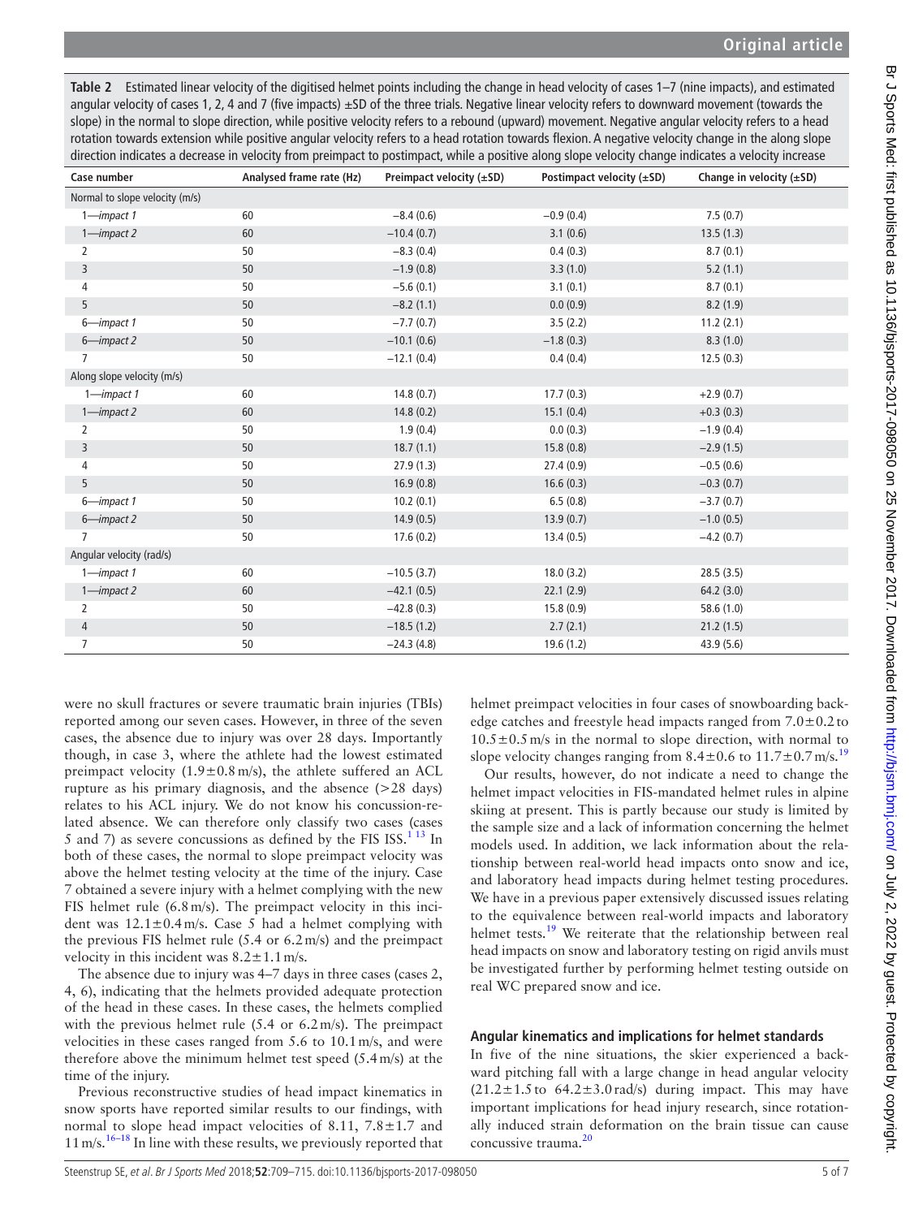**Table 2** Estimated linear velocity of the digitised helmet points including the change in head velocity of cases 1–7 (nine impacts), and estimated angular velocity of cases 1, 2, 4 and 7 (five impacts) ±SD of the three trials. Negative linear velocity refers to downward movement (towards the slope) in the normal to slope direction, while positive velocity refers to a rebound (upward) movement. Negative angular velocity refers to a head rotation towards extension while positive angular velocity refers to a head rotation towards flexion. A negative velocity change in the along slope direction indicates a decrease in velocity from preimpact to postimpact, while a positive along slope velocity change indicates a velocity increase

| Case number | Analysed frame rate (Hz) | Preimpact velocity (±SD) | Postimpact velocity (±SD) | Change in velocity (±SD) |
|---|---|---|---|---|
| Normal to slope velocity (m/s) | | | | |
| 1—*impact 1* | 60 | −8.4 (0.6) | −0.9 (0.4) | 7.5 (0.7) |
| 1—*impact 2* | 60 | −10.4 (0.7) | 3.1 (0.6) | 13.5 (1.3) |
| 2 | 50 | −8.3 (0.4) | 0.4 (0.3) | 8.7 (0.1) |
| 3 | 50 | −1.9 (0.8) | 3.3 (1.0) | 5.2 (1.1) |
| 4 | 50 | −5.6 (0.1) | 3.1 (0.1) | 8.7 (0.1) |
| 5 | 50 | −8.2 (1.1) | 0.0 (0.9) | 8.2 (1.9) |
| 6—*impact 1* | 50 | −7.7 (0.7) | 3.5 (2.2) | 11.2 (2.1) |
| 6—*impact 2* | 50 | −10.1 (0.6) | −1.8 (0.3) | 8.3 (1.0) |
| 7 | 50 | −12.1 (0.4) | 0.4 (0.4) | 12.5 (0.3) |
| Along slope velocity (m/s) | | | | |
| 1—*impact 1* | 60 | 14.8 (0.7) | 17.7 (0.3) | +2.9 (0.7) |
| 1—*impact 2* | 60 | 14.8 (0.2) | 15.1 (0.4) | +0.3 (0.3) |
| 2 | 50 | 1.9 (0.4) | 0.0 (0.3) | −1.9 (0.4) |
| 3 | 50 | 18.7 (1.1) | 15.8 (0.8) | −2.9 (1.5) |
| 4 | 50 | 27.9 (1.3) | 27.4 (0.9) | −0.5 (0.6) |
| 5 | 50 | 16.9 (0.8) | 16.6 (0.3) | −0.3 (0.7) |
| 6—*impact 1* | 50 | 10.2 (0.1) | 6.5 (0.8) | −3.7 (0.7) |
| 6—*impact 2* | 50 | 14.9 (0.5) | 13.9 (0.7) | −1.0 (0.5) |
| 7 | 50 | 17.6 (0.2) | 13.4 (0.5) | −4.2 (0.7) |
| Angular velocity (rad/s) | | | | |
| 1—*impact 1* | 60 | −10.5 (3.7) | 18.0 (3.2) | 28.5 (3.5) |
| 1—*impact 2* | 60 | −42.1 (0.5) | 22.1 (2.9) | 64.2 (3.0) |
| 2 | 50 | −42.8 (0.3) | 15.8 (0.9) | 58.6 (1.0) |
| 4 | 50 | −18.5 (1.2) | 2.7 (2.1) | 21.2 (1.5) |
| 7 | 50 | −24.3 (4.8) | 19.6 (1.2) | 43.9 (5.6) |

were no skull fractures or severe traumatic brain injuries (TBIs) reported among our seven cases. However, in three of the seven cases, the absence due to injury was over 28 days. Importantly though, in case 3, where the athlete had the lowest estimated preimpact velocity (1.9±0.8 m/s), the athlete suffered an ACL rupture as his primary diagnosis, and the absence (>28 days) relates to his ACL injury. We do not know his concussion-related absence. We can therefore only classify two cases (cases 5 and 7) as severe concussions as defined by the FIS ISS.[1 13] In both of these cases, the normal to slope preimpact velocity was above the helmet testing velocity at the time of the injury. Case 7 obtained a severe injury with a helmet complying with the new FIS helmet rule (6.8 m/s). The preimpact velocity in this incident was 12.1±0.4 m/s. Case 5 had a helmet complying with the previous FIS helmet rule (5.4 or 6.2 m/s) and the preimpact velocity in this incident was 8.2±1.1 m/s.

The absence due to injury was 4–7 days in three cases (cases 2, 4, 6), indicating that the helmets provided adequate protection of the head in these cases. In these cases, the helmets complied with the previous helmet rule (5.4 or 6.2 m/s). The preimpact velocities in these cases ranged from 5.6 to 10.1 m/s, and were therefore above the minimum helmet test speed (5.4 m/s) at the time of the injury.

Previous reconstructive studies of head impact kinematics in snow sports have reported similar results to our findings, with normal to slope head impact velocities of 8.11, 7.8±1.7 and 11 m/s.[16–18] In line with these results, we previously reported that helmet preimpact velocities in four cases of snowboarding backedge catches and freestyle head impacts ranged from 7.0±0.2 to 10.5±0.5 m/s in the normal to slope direction, with normal to slope velocity changes ranging from 8.4±0.6 to 11.7±0.7 m/s.[19]

Our results, however, do not indicate a need to change the helmet impact velocities in FIS-mandated helmet rules in alpine skiing at present. This is partly because our study is limited by the sample size and a lack of information concerning the helmet models used. In addition, we lack information about the relationship between real-world head impacts onto snow and ice, and laboratory head impacts during helmet testing procedures. We have in a previous paper extensively discussed issues relating to the equivalence between real-world impacts and laboratory helmet tests.[19] We reiterate that the relationship between real head impacts on snow and laboratory testing on rigid anvils must be investigated further by performing helmet testing outside on real WC prepared snow and ice.

### Angular kinematics and implications for helmet standards

In five of the nine situations, the skier experienced a backward pitching fall with a large change in head angular velocity (21.2±1.5 to 64.2±3.0 rad/s) during impact. This may have important implications for head injury research, since rotationally induced strain deformation on the brain tissue can cause concussive trauma.[20]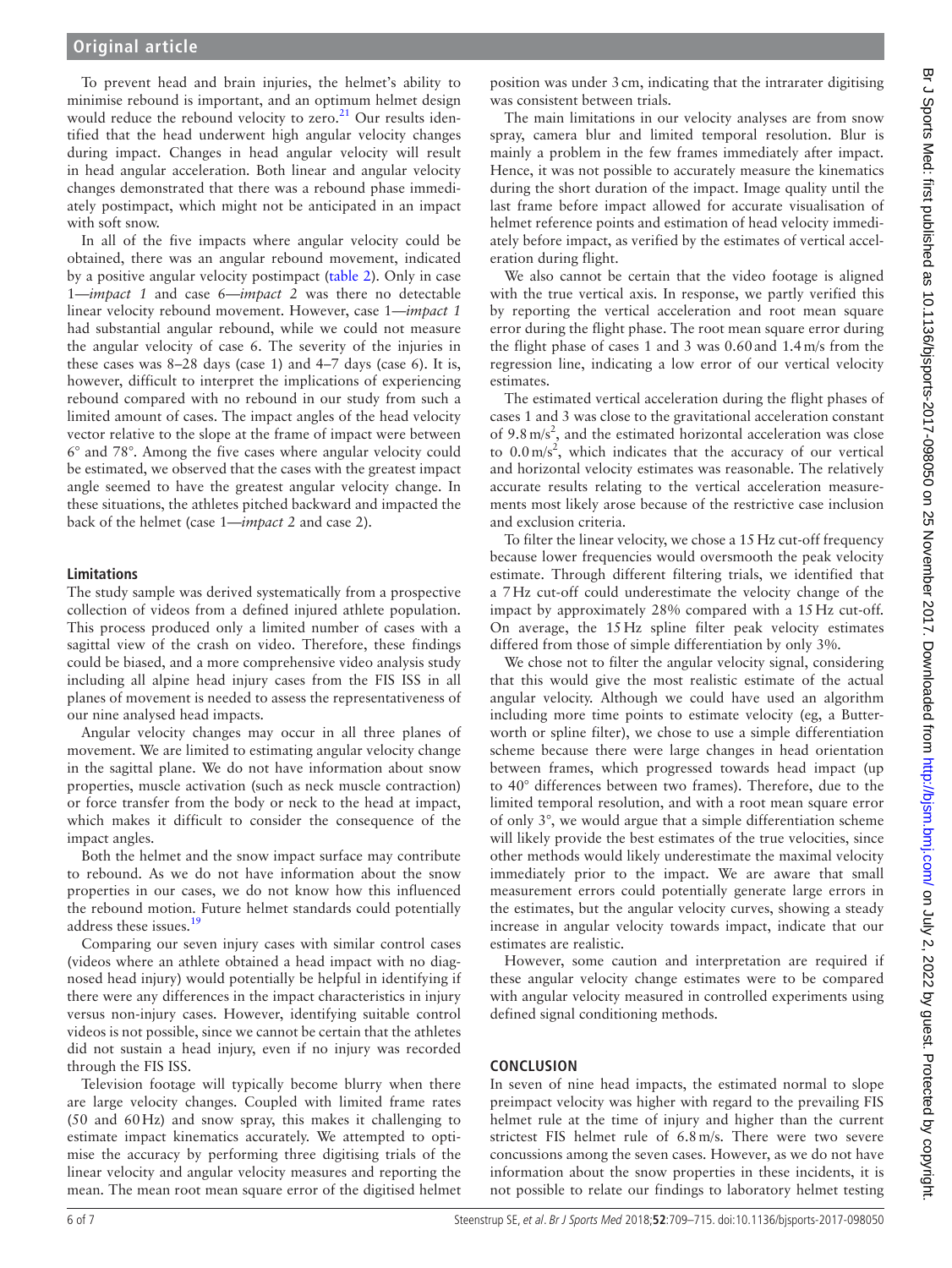To prevent head and brain injuries, the helmet's ability to minimise rebound is important, and an optimum helmet design would reduce the rebound velocity to zero.[21] Our results identified that the head underwent high angular velocity changes during impact. Changes in head angular velocity will result in head angular acceleration. Both linear and angular velocity changes demonstrated that there was a rebound phase immediately postimpact, which might not be anticipated in an impact with soft snow.

In all of the five impacts where angular velocity could be obtained, there was an angular rebound movement, indicated by a positive angular velocity postimpact (table 2). Only in case 1—*impact 1* and case 6—*impact 2* was there no detectable linear velocity rebound movement. However, case 1—*impact 1* had substantial angular rebound, while we could not measure the angular velocity of case 6. The severity of the injuries in these cases was 8–28 days (case 1) and 4–7 days (case 6). It is, however, difficult to interpret the implications of experiencing rebound compared with no rebound in our study from such a limited amount of cases. The impact angles of the head velocity vector relative to the slope at the frame of impact were between 6° and 78°. Among the five cases where angular velocity could be estimated, we observed that the cases with the greatest impact angle seemed to have the greatest angular velocity change. In these situations, the athletes pitched backward and impacted the back of the helmet (case 1—*impact 2* and case 2).

### Limitations

The study sample was derived systematically from a prospective collection of videos from a defined injured athlete population. This process produced only a limited number of cases with a sagittal view of the crash on video. Therefore, these findings could be biased, and a more comprehensive video analysis study including all alpine head injury cases from the FIS ISS in all planes of movement is needed to assess the representativeness of our nine analysed head impacts.

Angular velocity changes may occur in all three planes of movement. We are limited to estimating angular velocity change in the sagittal plane. We do not have information about snow properties, muscle activation (such as neck muscle contraction) or force transfer from the body or neck to the head at impact, which makes it difficult to consider the consequence of the impact angles.

Both the helmet and the snow impact surface may contribute to rebound. As we do not have information about the snow properties in our cases, we do not know how this influenced the rebound motion. Future helmet standards could potentially address these issues.[19]

Comparing our seven injury cases with similar control cases (videos where an athlete obtained a head impact with no diagnosed head injury) would potentially be helpful in identifying if there were any differences in the impact characteristics in injury versus non-injury cases. However, identifying suitable control videos is not possible, since we cannot be certain that the athletes did not sustain a head injury, even if no injury was recorded through the FIS ISS.

Television footage will typically become blurry when there are large velocity changes. Coupled with limited frame rates (50 and 60 Hz) and snow spray, this makes it challenging to estimate impact kinematics accurately. We attempted to optimise the accuracy by performing three digitising trials of the linear velocity and angular velocity measures and reporting the mean. The mean root mean square error of the digitised helmet position was under 3 cm, indicating that the intrarater digitising was consistent between trials.

The main limitations in our velocity analyses are from snow spray, camera blur and limited temporal resolution. Blur is mainly a problem in the few frames immediately after impact. Hence, it was not possible to accurately measure the kinematics during the short duration of the impact. Image quality until the last frame before impact allowed for accurate visualisation of helmet reference points and estimation of head velocity immediately before impact, as verified by the estimates of vertical acceleration during flight.

We also cannot be certain that the video footage is aligned with the true vertical axis. In response, we partly verified this by reporting the vertical acceleration and root mean square error during the flight phase. The root mean square error during the flight phase of cases 1 and 3 was 0.60 and 1.4 m/s from the regression line, indicating a low error of our vertical velocity estimates.

The estimated vertical acceleration during the flight phases of cases 1 and 3 was close to the gravitational acceleration constant of 9.8 $m/s^2$, and the estimated horizontal acceleration was close to 0.0 $m/s^2$, which indicates that the accuracy of our vertical and horizontal velocity estimates was reasonable. The relatively accurate results relating to the vertical acceleration measurements most likely arose because of the restrictive case inclusion and exclusion criteria.

To filter the linear velocity, we chose a 15 Hz cut-off frequency because lower frequencies would oversmooth the peak velocity estimate. Through different filtering trials, we identified that a 7 Hz cut-off could underestimate the velocity change of the impact by approximately 28% compared with a 15 Hz cut-off. On average, the 15 Hz spline filter peak velocity estimates differed from those of simple differentiation by only 3%.

We chose not to filter the angular velocity signal, considering that this would give the most realistic estimate of the actual angular velocity. Although we could have used an algorithm including more time points to estimate velocity (eg, a Butterworth or spline filter), we chose to use a simple differentiation scheme because there were large changes in head orientation between frames, which progressed towards head impact (up to 40° differences between two frames). Therefore, due to the limited temporal resolution, and with a root mean square error of only 3°, we would argue that a simple differentiation scheme will likely provide the best estimates of the true velocities, since other methods would likely underestimate the maximal velocity immediately prior to the impact. We are aware that small measurement errors could potentially generate large errors in the estimates, but the angular velocity curves, showing a steady increase in angular velocity towards impact, indicate that our estimates are realistic.

However, some caution and interpretation are required if these angular velocity change estimates were to be compared with angular velocity measured in controlled experiments using defined signal conditioning methods.

## CONCLUSION

In seven of nine head impacts, the estimated normal to slope preimpact velocity was higher with regard to the prevailing FIS helmet rule at the time of injury and higher than the current strictest FIS helmet rule of 6.8 m/s. There were two severe concussions among the seven cases. However, as we do not have information about the snow properties in these incidents, it is not possible to relate our findings to laboratory helmet testing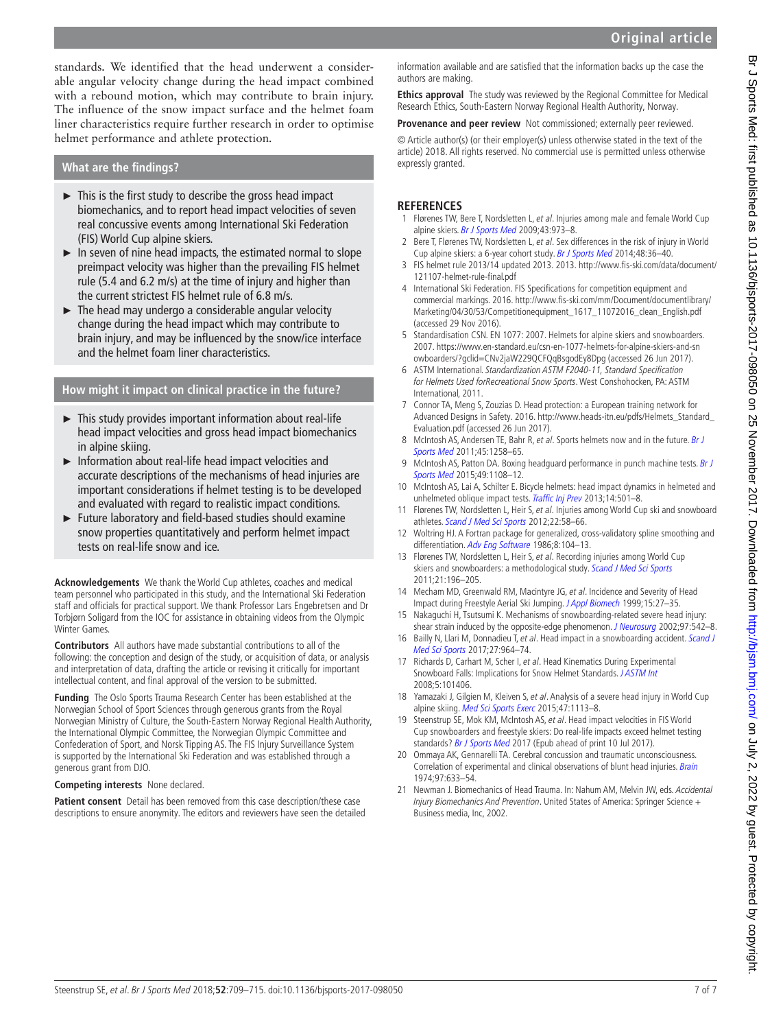standards. We identified that the head underwent a considerable angular velocity change during the head impact combined with a rebound motion, which may contribute to brain injury. The influence of the snow impact surface and the helmet foam liner characteristics require further research in order to optimise helmet performance and athlete protection.

### What are the findings?

- This is the first study to describe the gross head impact biomechanics, and to report head impact velocities of seven real concussive events among International Ski Federation (FIS) World Cup alpine skiers.
- In seven of nine head impacts, the estimated normal to slope preimpact velocity was higher than the prevailing FIS helmet rule (5.4 and 6.2 m/s) at the time of injury and higher than the current strictest FIS helmet rule of 6.8 m/s.
- The head may undergo a considerable angular velocity change during the head impact which may contribute to brain injury, and may be influenced by the snow/ice interface and the helmet foam liner characteristics.

### How might it impact on clinical practice in the future?

- This study provides important information about real-life head impact velocities and gross head impact biomechanics in alpine skiing.
- Information about real-life head impact velocities and accurate descriptions of the mechanisms of head injuries are important considerations if helmet testing is to be developed and evaluated with regard to realistic impact conditions.
- Future laboratory and field-based studies should examine snow properties quantitatively and perform helmet impact tests on real-life snow and ice.

**Acknowledgements** We thank the World Cup athletes, coaches and medical team personnel who participated in this study, and the International Ski Federation staff and officials for practical support. We thank Professor Lars Engebretsen and Dr Torbjørn Soligard from the IOC for assistance in obtaining videos from the Olympic Winter Games.

**Contributors** All authors have made substantial contributions to all of the following: the conception and design of the study, or acquisition of data, or analysis and interpretation of data, drafting the article or revising it critically for important intellectual content, and final approval of the version to be submitted.

**Funding** The Oslo Sports Trauma Research Center has been established at the Norwegian School of Sport Sciences through generous grants from the Royal Norwegian Ministry of Culture, the South-Eastern Norway Regional Health Authority, the International Olympic Committee, the Norwegian Olympic Committee and Confederation of Sport, and Norsk Tipping AS. The FIS Injury Surveillance System is supported by the International Ski Federation and was established through a generous grant from DJO.

**Competing interests** None declared.

**Patient consent** Detail has been removed from this case description/these case descriptions to ensure anonymity. The editors and reviewers have seen the detailed information available and are satisfied that the information backs up the case the authors are making.

**Ethics approval** The study was reviewed by the Regional Committee for Medical Research Ethics, South-Eastern Norway Regional Health Authority, Norway.

**Provenance and peer review** Not commissioned; externally peer reviewed.

© Article author(s) (or their employer(s) unless otherwise stated in the text of the article) 2018. All rights reserved. No commercial use is permitted unless otherwise expressly granted.

## REFERENCES

1. Flørenes TW, Bere T, Nordsletten L, *et al*. Injuries among male and female World Cup alpine skiers. *Br J Sports Med* 2009;43:973–8.
2. Bere T, Flørenes TW, Nordsletten L, *et al*. Sex differences in the risk of injury in World Cup alpine skiers: a 6-year cohort study. *Br J Sports Med* 2014;48:36–40.
3. FIS helmet rule 2013/14 updated 2013. 2013. http://www.fis-ski.com/data/document/121107-helmet-rule-final.pdf
4. International Ski Federation. FIS Specifications for competition equipment and commercial markings. 2016. http://www.fis-ski.com/mm/Document/documentlibrary/Marketing/04/30/53/Competitionequipment_1617_11072016_clean_English.pdf (accessed 29 Nov 2016).
5. Standardisation CSN. EN 1077: 2007. Helmets for alpine skiers and snowboarders. 2007. https://www.en-standard.eu/csn-en-1077-helmets-for-alpine-skiers-and-snowboarders/?gclid=CNv2jaW229QCFQqBsgodEy8Dpg (accessed 26 Jun 2017).
6. ASTM International. *Standardization ASTM F2040-11, Standard Specification for Helmets Used forRecreational Snow Sports*. West Conshohocken, PA: ASTM International, 2011.
7. Connor TA, Meng S, Zouzias D. Head protection: a European training network for Advanced Designs in Safety. 2016. http://www.heads-itn.eu/pdfs/Helmets_Standard_Evaluation.pdf (accessed 26 Jun 2017).
8. McIntosh AS, Andersen TE, Bahr R, *et al*. Sports helmets now and in the future. *Br J Sports Med* 2011;45:1258–65.
9. McIntosh AS, Patton DA. Boxing headguard performance in punch machine tests. *Br J Sports Med* 2015;49:1108–12.
10. McIntosh AS, Lai A, Schilter E. Bicycle helmets: head impact dynamics in helmeted and unhelmeted oblique impact tests. *Traffic Inj Prev* 2013;14:501–8.
11. Flørenes TW, Nordsletten L, Heir S, *et al*. Injuries among World Cup ski and snowboard athletes. *Scand J Med Sci Sports* 2012;22:58–66.
12. Woltring HJ. A Fortran package for generalized, cross-validatory spline smoothing and differentiation. *Adv Eng Software* 1986;8:104–13.
13. Flørenes TW, Nordsletten L, Heir S, *et al*. Recording injuries among World Cup skiers and snowboarders: a methodological study. *Scand J Med Sci Sports* 2011;21:196–205.
14. Mecham MD, Greenwald RM, Macintyre JG, *et al*. Incidence and Severity of Head Impact during Freestyle Aerial Ski Jumping. *J Appl Biomech* 1999;15:27–35.
15. Nakaguchi H, Tsutsumi K. Mechanisms of snowboarding-related severe head injury: shear strain induced by the opposite-edge phenomenon. *J Neurosurg* 2002;97:542–8.
16. Bailly N, Llari M, Donnadieu T, *et al*. Head impact in a snowboarding accident. *Scand J Med Sci Sports* 2017;27:964–74.
17. Richards D, Carhart M, Scher I, *et al*. Head Kinematics During Experimental Snowboard Falls: Implications for Snow Helmet Standards. *J ASTM Int* 2008;5:101406.
18. Yamazaki J, Gilgien M, Kleiven S, *et al*. Analysis of a severe head injury in World Cup alpine skiing. *Med Sci Sports Exerc* 2015;47:1113–8.
19. Steenstrup SE, Mok KM, McIntosh AS, *et al*. Head impact velocities in FIS World Cup snowboarders and freestyle skiers: Do real-life impacts exceed helmet testing standards? *Br J Sports Med* 2017 (Epub ahead of print 10 Jul 2017).
20. Ommaya AK, Gennarelli TA. Cerebral concussion and traumatic unconsciousness. Correlation of experimental and clinical observations of blunt head injuries. *Brain* 1974;97:633–54.
21. Newman J. Biomechanics of Head Trauma. In: Nahum AM, Melvin JW, eds. *Accidental Injury Biomechanics And Prevention*. United States of America: Springer Science + Business media, Inc, 2002.